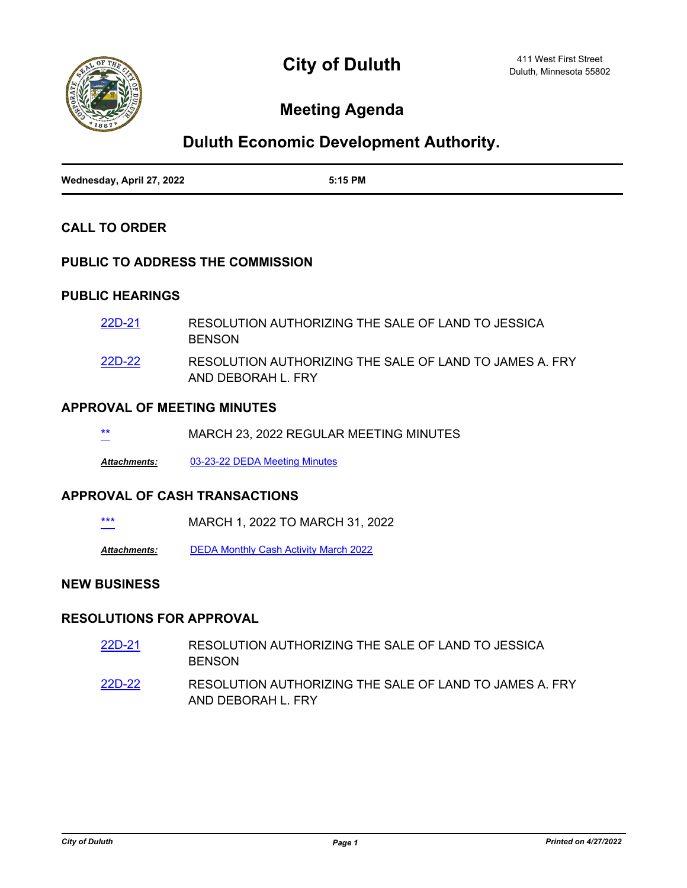# City of Duluth

411 West First Street
Duluth, Minnesota 55802

## Meeting Agenda

## Duluth Economic Development Authority.

**Wednesday, April 27, 2022** **5:15 PM**

### CALL TO ORDER

### PUBLIC TO ADDRESS THE COMMISSION

### PUBLIC HEARINGS

22D-21 RESOLUTION AUTHORIZING THE SALE OF LAND TO JESSICA BENSON

22D-22 RESOLUTION AUTHORIZING THE SALE OF LAND TO JAMES A. FRY AND DEBORAH L. FRY

### APPROVAL OF MEETING MINUTES

** MARCH 23, 2022 REGULAR MEETING MINUTES

***Attachments:*** 03-23-22 DEDA Meeting Minutes

### APPROVAL OF CASH TRANSACTIONS

*** MARCH 1, 2022 TO MARCH 31, 2022

***Attachments:*** DEDA Monthly Cash Activity March 2022

### NEW BUSINESS

### RESOLUTIONS FOR APPROVAL

22D-21 RESOLUTION AUTHORIZING THE SALE OF LAND TO JESSICA BENSON

22D-22 RESOLUTION AUTHORIZING THE SALE OF LAND TO JAMES A. FRY AND DEBORAH L. FRY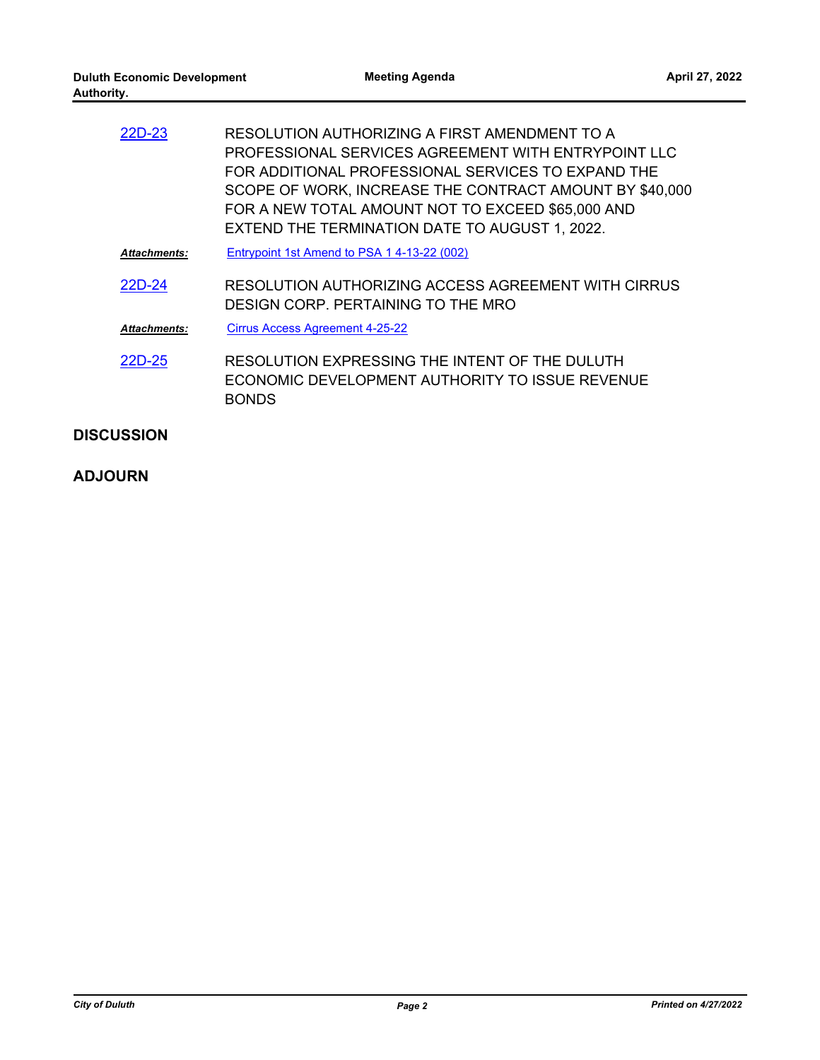**22D-23** RESOLUTION AUTHORIZING A FIRST AMENDMENT TO A PROFESSIONAL SERVICES AGREEMENT WITH ENTRYPOINT LLC FOR ADDITIONAL PROFESSIONAL SERVICES TO EXPAND THE SCOPE OF WORK, INCREASE THE CONTRACT AMOUNT BY $40,000 FOR A NEW TOTAL AMOUNT NOT TO EXCEED $65,000 AND EXTEND THE TERMINATION DATE TO AUGUST 1, 2022.

***Attachments:*** Entrypoint 1st Amend to PSA 1 4-13-22 (002)

**22D-24** RESOLUTION AUTHORIZING ACCESS AGREEMENT WITH CIRRUS DESIGN CORP. PERTAINING TO THE MRO

***Attachments:*** Cirrus Access Agreement 4-25-22

**22D-25** RESOLUTION EXPRESSING THE INTENT OF THE DULUTH ECONOMIC DEVELOPMENT AUTHORITY TO ISSUE REVENUE BONDS

## DISCUSSION

## ADJOURN